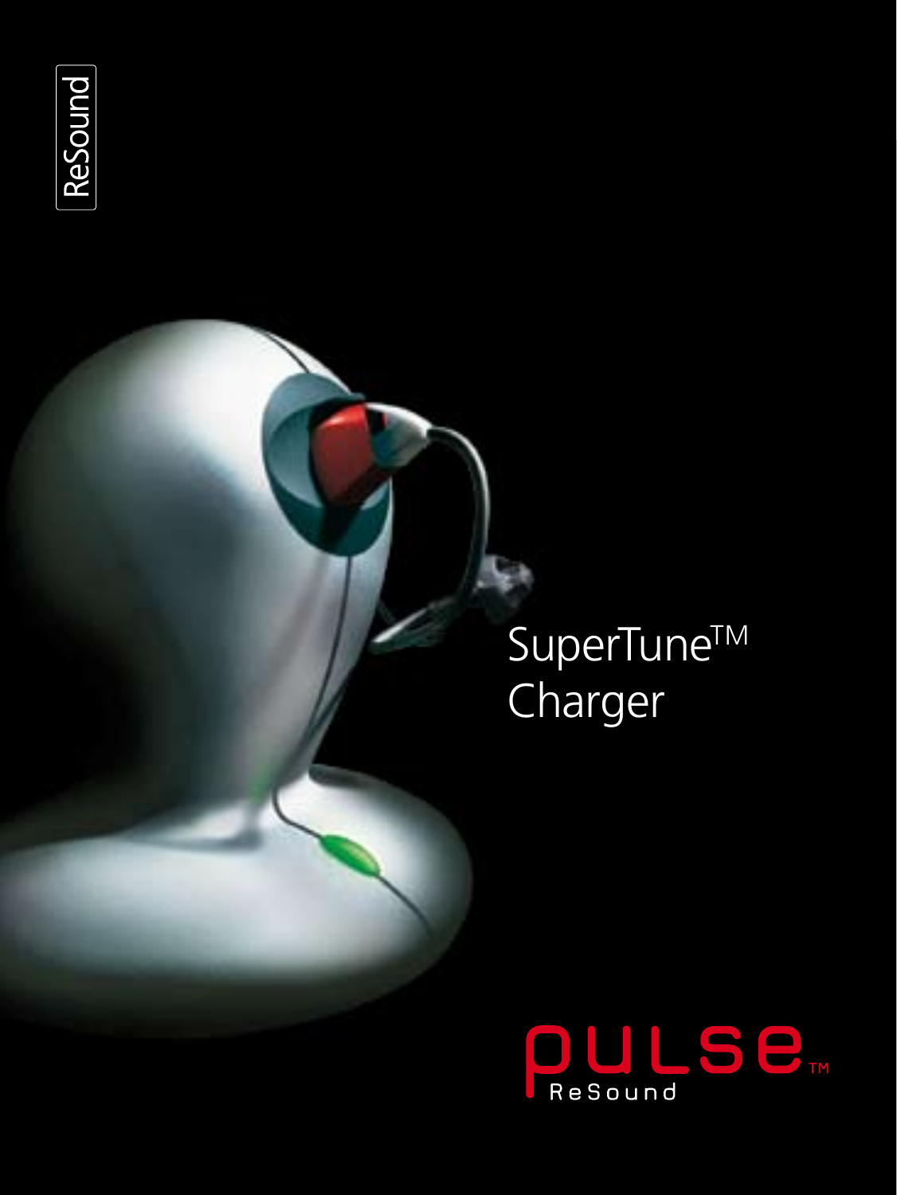ReSound

# SuperTune™ Charger

pulse™ ReSound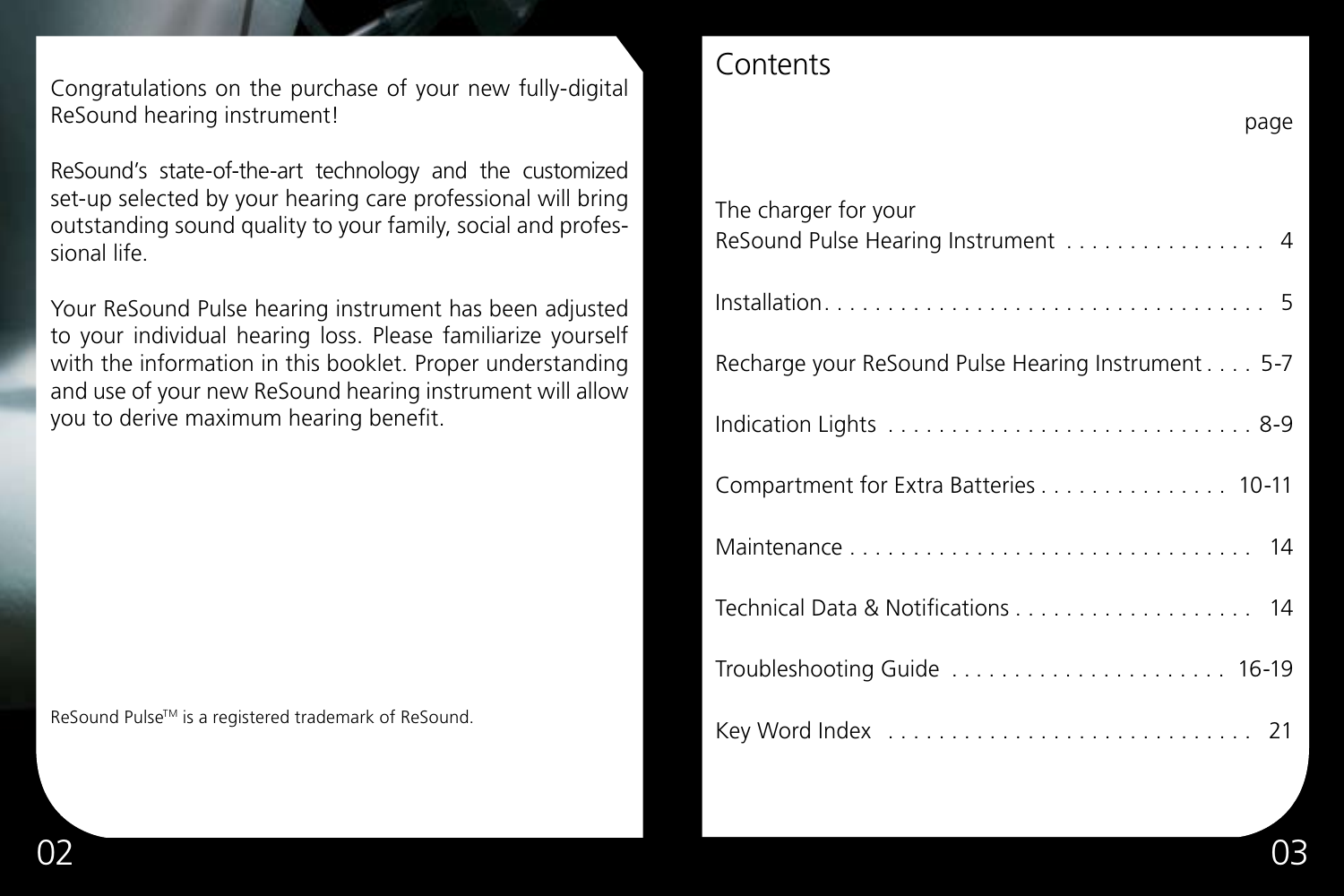Congratulations on the purchase of your new fully-digital ReSound hearing instrument!

ReSound's state-of-the-art technology and the customized set-up selected by your hearing care professional will bring outstanding sound quality to your family, social and professional life.

Your ReSound Pulse hearing instrument has been adjusted to your individual hearing loss. Please familiarize yourself with the information in this booklet. Proper understanding and use of your new ReSound hearing instrument will allow you to derive maximum hearing benefit.

ReSound Pulse™ is a registered trademark of ReSound.

# Contents

| | page |
|---|---|
| The charger for your ReSound Pulse Hearing Instrument | 4 |
| Installation | 5 |
| Recharge your ReSound Pulse Hearing Instrument | 5-7 |
| Indication Lights | 8-9 |
| Compartment for Extra Batteries | 10-11 |
| Maintenance | 14 |
| Technical Data & Notifications | 14 |
| Troubleshooting Guide | 16-19 |
| Key Word Index | 21 |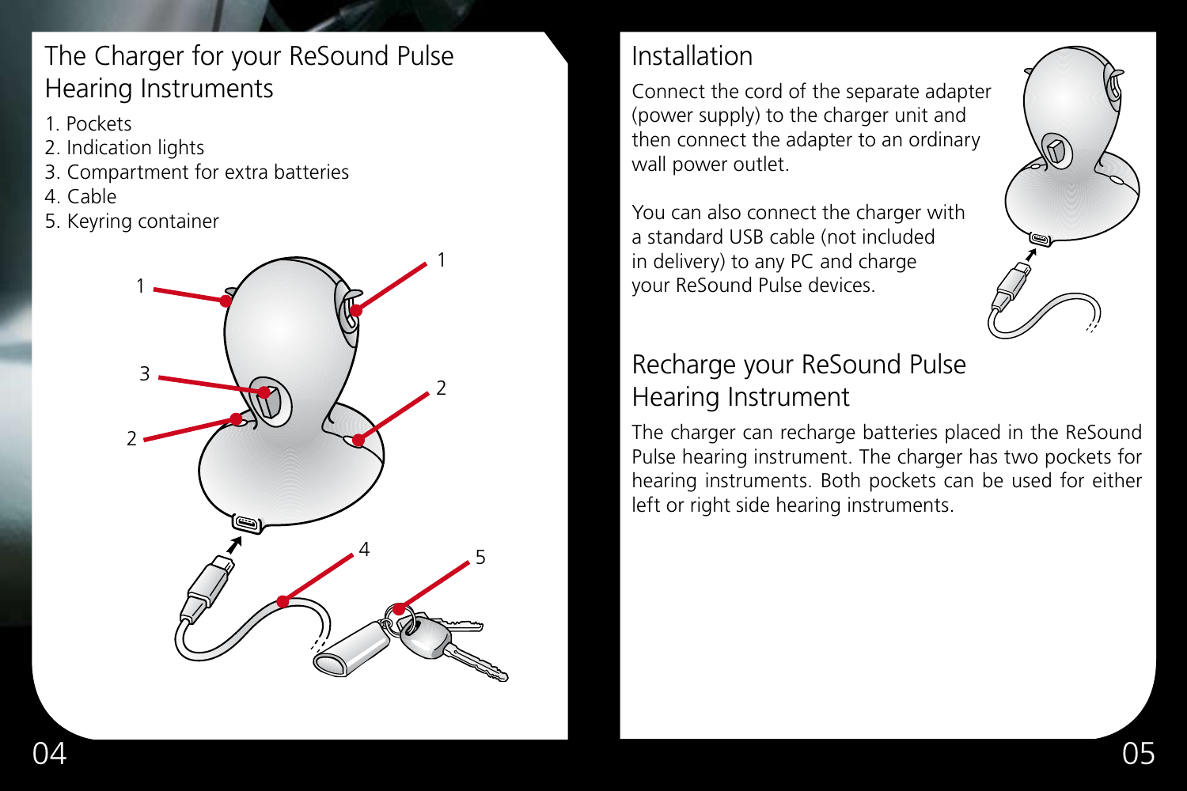## The Charger for your ReSound Pulse Hearing Instruments

1. Pockets
2. Indication lights
3. Compartment for extra batteries
4. Cable
5. Keyring container

## Installation

Connect the cord of the separate adapter (power supply) to the charger unit and then connect the adapter to an ordinary wall power outlet.

You can also connect the charger with a standard USB cable (not included in delivery) to any PC and charge your ReSound Pulse devices.

## Recharge your ReSound Pulse Hearing Instrument

The charger can recharge batteries placed in the ReSound Pulse hearing instrument. The charger has two pockets for hearing instruments. Both pockets can be used for either left or right side hearing instruments.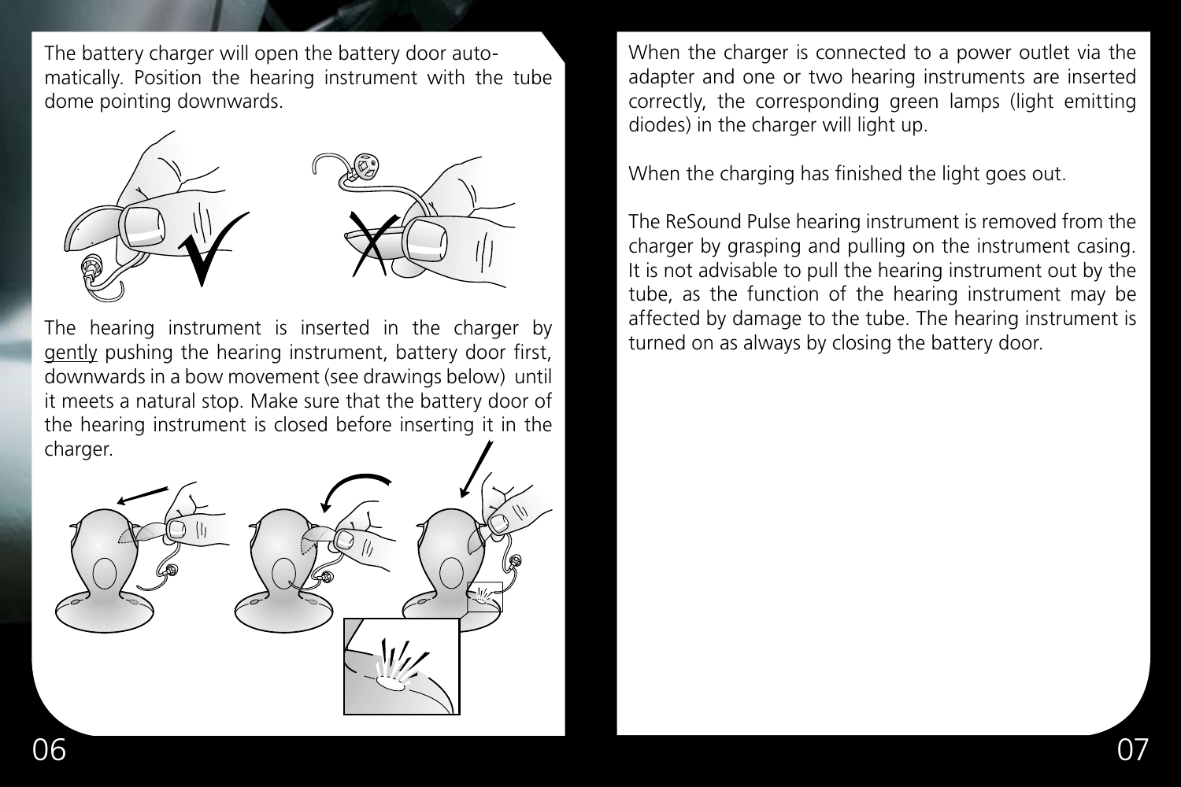The battery charger will open the battery door automatically. Position the hearing instrument with the tube dome pointing downwards.

The hearing instrument is inserted in the charger by gently pushing the hearing instrument, battery door first, downwards in a bow movement (see drawings below) until it meets a natural stop. Make sure that the battery door of the hearing instrument is closed before inserting it in the charger.

When the charger is connected to a power outlet via the adapter and one or two hearing instruments are inserted correctly, the corresponding green lamps (light emitting diodes) in the charger will light up.

When the charging has finished the light goes out.

The ReSound Pulse hearing instrument is removed from the charger by grasping and pulling on the instrument casing. It is not advisable to pull the hearing instrument out by the tube, as the function of the hearing instrument may be affected by damage to the tube. The hearing instrument is turned on as always by closing the battery door.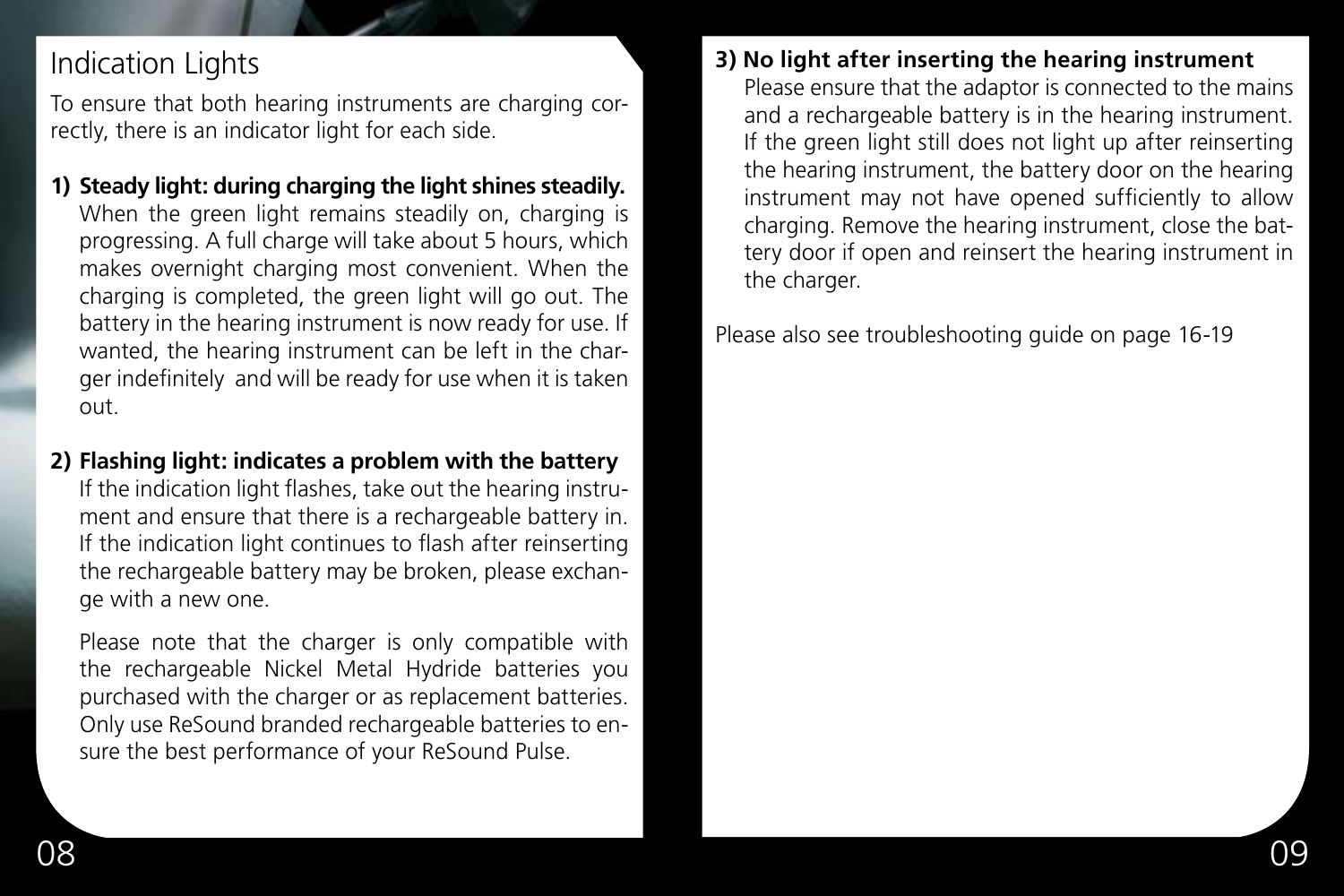# Indication Lights

To ensure that both hearing instruments are charging correctly, there is an indicator light for each side.

1) **Steady light: during charging the light shines steadily.**
   When the green light remains steadily on, charging is progressing. A full charge will take about 5 hours, which makes overnight charging most convenient. When the charging is completed, the green light will go out. The battery in the hearing instrument is now ready for use. If wanted, the hearing instrument can be left in the charger indefinitely and will be ready for use when it is taken out.

2) **Flashing light: indicates a problem with the battery**
   If the indication light flashes, take out the hearing instrument and ensure that there is a rechargeable battery in. If the indication light continues to flash after reinserting the rechargeable battery may be broken, please exchange with a new one.

   Please note that the charger is only compatible with the rechargeable Nickel Metal Hydride batteries you purchased with the charger or as replacement batteries. Only use ReSound branded rechargeable batteries to ensure the best performance of your ReSound Pulse.

3) **No light after inserting the hearing instrument**
   Please ensure that the adaptor is connected to the mains and a rechargeable battery is in the hearing instrument. If the green light still does not light up after reinserting the hearing instrument, the battery door on the hearing instrument may not have opened sufficiently to allow charging. Remove the hearing instrument, close the battery door if open and reinsert the hearing instrument in the charger.

Please also see troubleshooting guide on page 16-19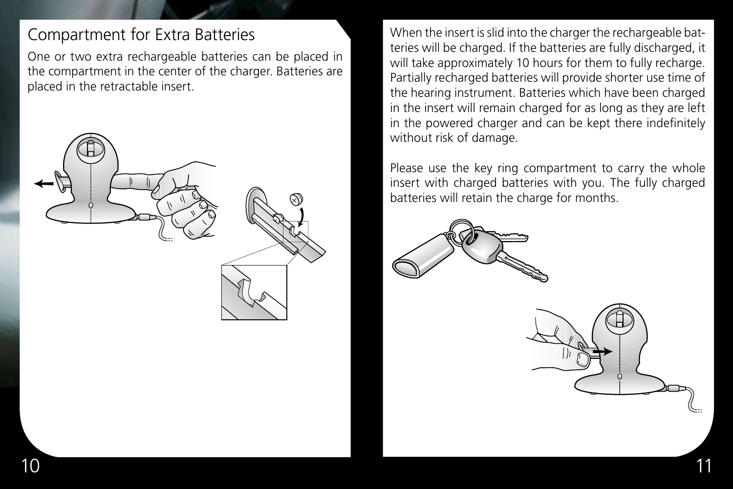## Compartment for Extra Batteries

One or two extra rechargeable batteries can be placed in the compartment in the center of the charger. Batteries are placed in the retractable insert.

When the insert is slid into the charger the rechargeable batteries will be charged. If the batteries are fully discharged, it will take approximately 10 hours for them to fully recharge. Partially recharged batteries will provide shorter use time of the hearing instrument. Batteries which have been charged in the insert will remain charged for as long as they are left in the powered charger and can be kept there indefinitely without risk of damage.

Please use the key ring compartment to carry the whole insert with charged batteries with you. The fully charged batteries will retain the charge for months.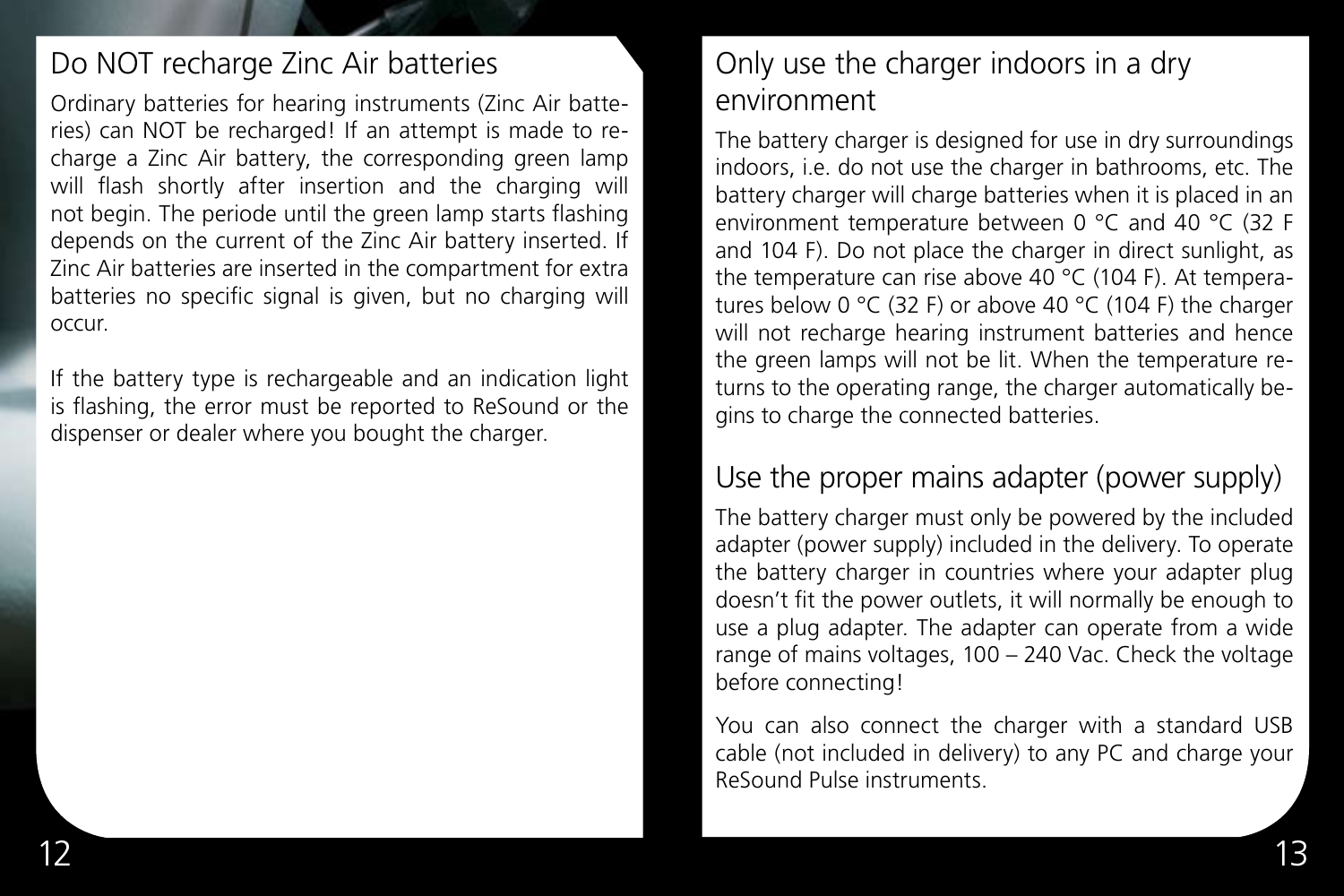## Do NOT recharge Zinc Air batteries

Ordinary batteries for hearing instruments (Zinc Air batteries) can NOT be recharged! If an attempt is made to recharge a Zinc Air battery, the corresponding green lamp will flash shortly after insertion and the charging will not begin. The periode until the green lamp starts flashing depends on the current of the Zinc Air battery inserted. If Zinc Air batteries are inserted in the compartment for extra batteries no specific signal is given, but no charging will occur.

If the battery type is rechargeable and an indication light is flashing, the error must be reported to ReSound or the dispenser or dealer where you bought the charger.

## Only use the charger indoors in a dry environment

The battery charger is designed for use in dry surroundings indoors, i.e. do not use the charger in bathrooms, etc. The battery charger will charge batteries when it is placed in an environment temperature between 0 °C and 40 °C (32 F and 104 F). Do not place the charger in direct sunlight, as the temperature can rise above 40 °C (104 F). At temperatures below 0 °C (32 F) or above 40 °C (104 F) the charger will not recharge hearing instrument batteries and hence the green lamps will not be lit. When the temperature returns to the operating range, the charger automatically begins to charge the connected batteries.

## Use the proper mains adapter (power supply)

The battery charger must only be powered by the included adapter (power supply) included in the delivery. To operate the battery charger in countries where your adapter plug doesn't fit the power outlets, it will normally be enough to use a plug adapter. The adapter can operate from a wide range of mains voltages, 100 – 240 Vac. Check the voltage before connecting!

You can also connect the charger with a standard USB cable (not included in delivery) to any PC and charge your ReSound Pulse instruments.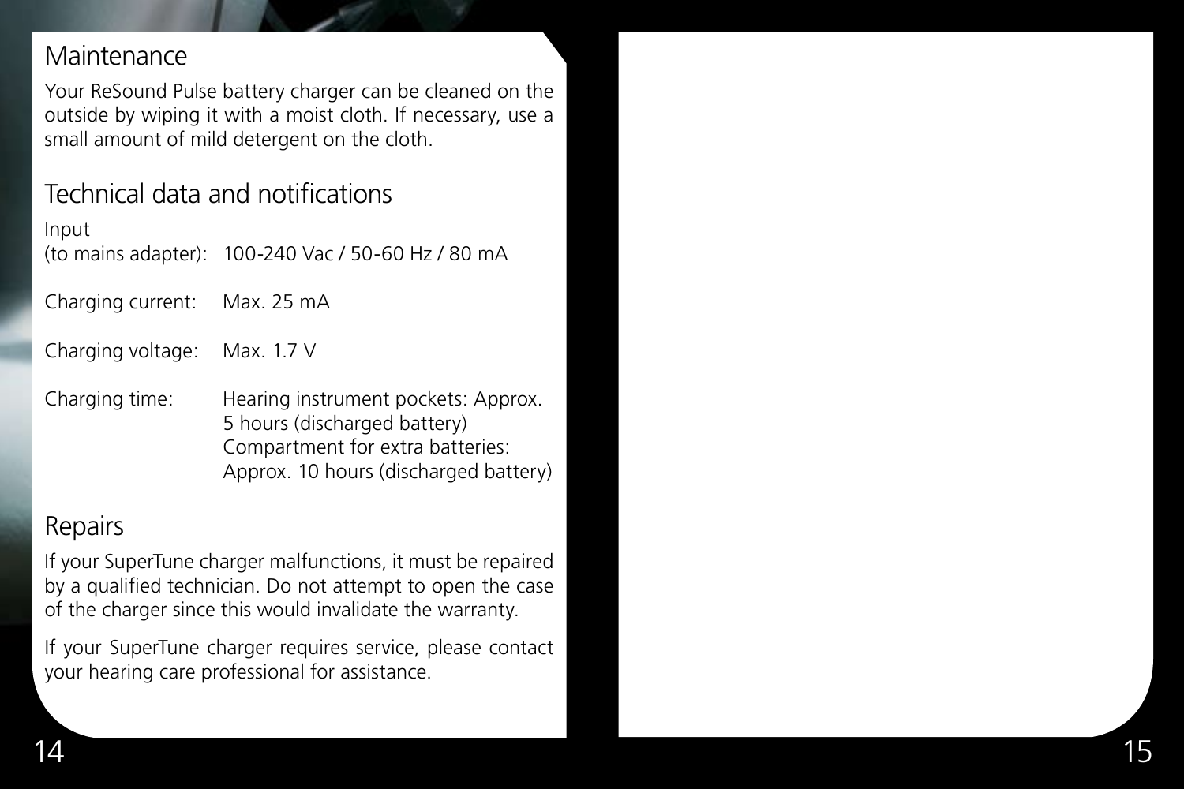## Maintenance

Your ReSound Pulse battery charger can be cleaned on the outside by wiping it with a moist cloth. If necessary, use a small amount of mild detergent on the cloth.

## Technical data and notifications

| | |
|---|---|
| Input (to mains adapter): | 100-240 Vac / 50-60 Hz / 80 mA |
| Charging current: | Max. 25 mA |
| Charging voltage: | Max. 1.7 V |
| Charging time: | Hearing instrument pockets: Approx. 5 hours (discharged battery) Compartment for extra batteries: Approx. 10 hours (discharged battery) |

## Repairs

If your SuperTune charger malfunctions, it must be repaired by a qualified technician. Do not attempt to open the case of the charger since this would invalidate the warranty.

If your SuperTune charger requires service, please contact your hearing care professional for assistance.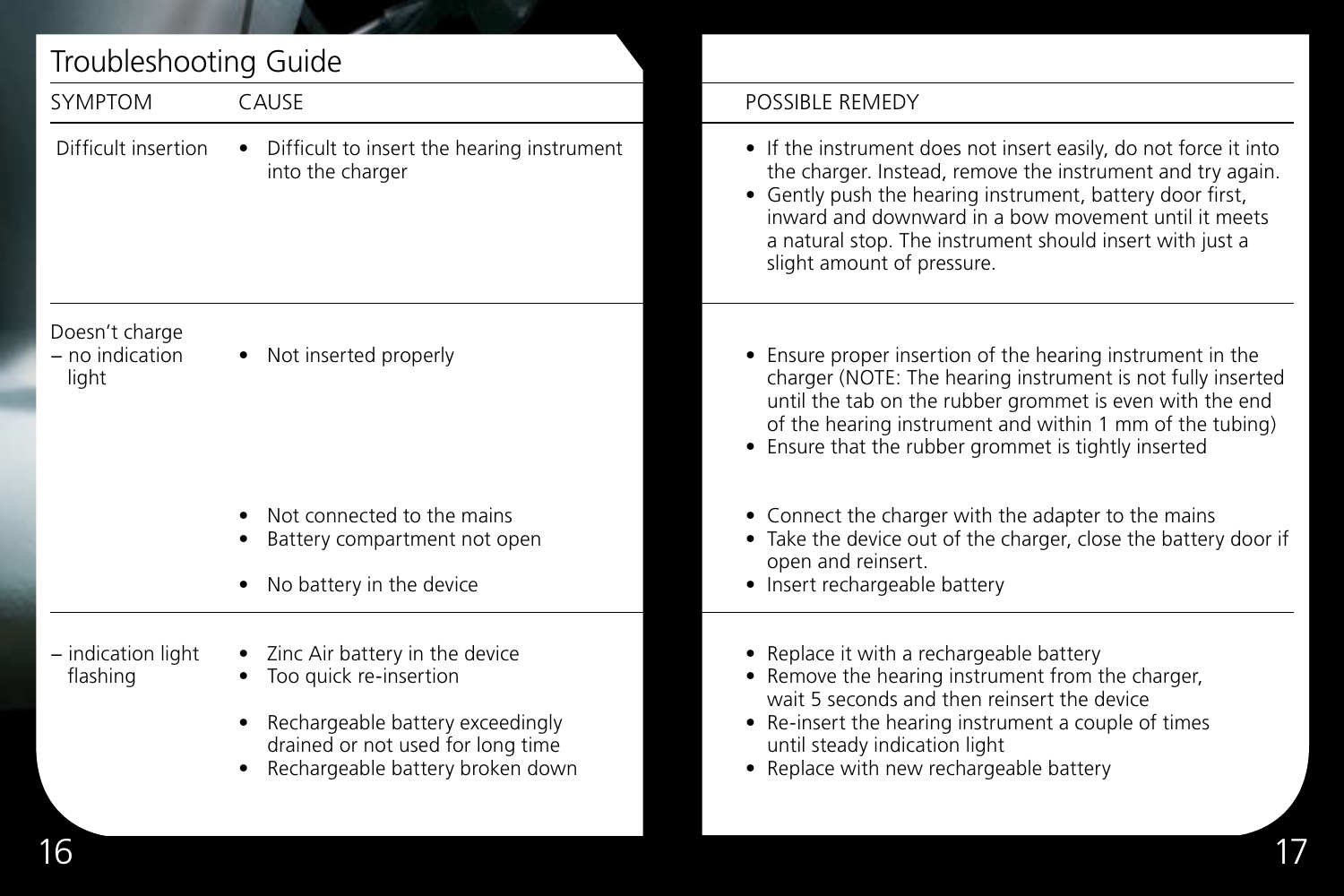# Troubleshooting Guide

| SYMPTOM | CAUSE | POSSIBLE REMEDY |
|---|---|---|
| Difficult insertion | • Difficult to insert the hearing instrument into the charger | • If the instrument does not insert easily, do not force it into the charger. Instead, remove the instrument and try again.<br>• Gently push the hearing instrument, battery door first, inward and downward in a bow movement until it meets a natural stop. The instrument should insert with just a slight amount of pressure. |
| Doesn't charge – no indication light | • Not inserted properly | • Ensure proper insertion of the hearing instrument in the charger (NOTE: The hearing instrument is not fully inserted until the tab on the rubber grommet is even with the end of the hearing instrument and within 1 mm of the tubing)<br>• Ensure that the rubber grommet is tightly inserted |
| | • Not connected to the mains | • Connect the charger with the adapter to the mains |
| | • Battery compartment not open | • Take the device out of the charger, close the battery door if open and reinsert. |
| | • No battery in the device | • Insert rechargeable battery |
| – indication light flashing | • Zinc Air battery in the device | • Replace it with a rechargeable battery |
| | • Too quick re-insertion | • Remove the hearing instrument from the charger, wait 5 seconds and then reinsert the device |
| | • Rechargeable battery exceedingly drained or not used for long time | • Re-insert the hearing instrument a couple of times until steady indication light |
| | • Rechargeable battery broken down | • Replace with new rechargeable battery |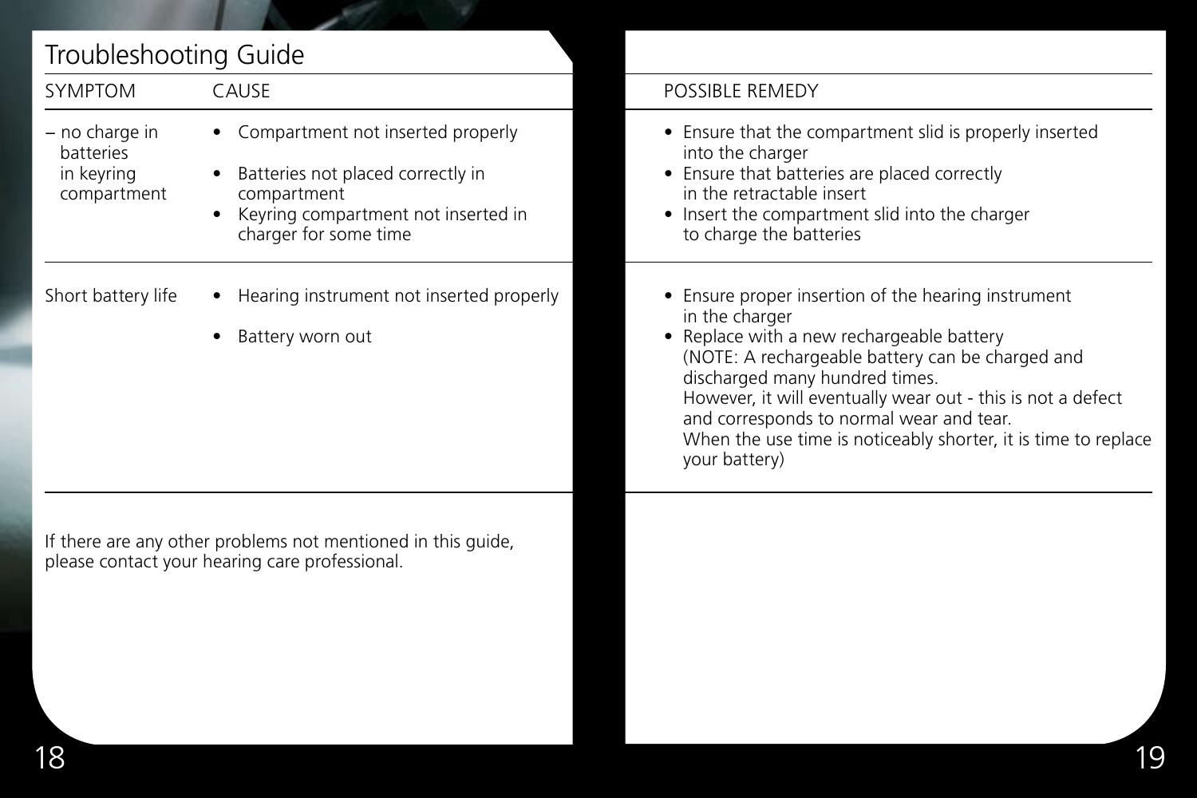# Troubleshooting Guide

| SYMPTOM | CAUSE | POSSIBLE REMEDY |
|---|---|---|
| – no charge in batteries in keyring compartment | • Compartment not inserted properly<br>• Batteries not placed correctly in compartment<br>• Keyring compartment not inserted in charger for some time | • Ensure that the compartment slid is properly inserted into the charger<br>• Ensure that batteries are placed correctly in the retractable insert<br>• Insert the compartment slid into the charger to charge the batteries |
| Short battery life | • Hearing instrument not inserted properly<br>• Battery worn out | • Ensure proper insertion of the hearing instrument in the charger<br>• Replace with a new rechargeable battery (NOTE: A rechargeable battery can be charged and discharged many hundred times. However, it will eventually wear out - this is not a defect and corresponds to normal wear and tear. When the use time is noticeably shorter, it is time to replace your battery) |

If there are any other problems not mentioned in this guide, please contact your hearing care professional.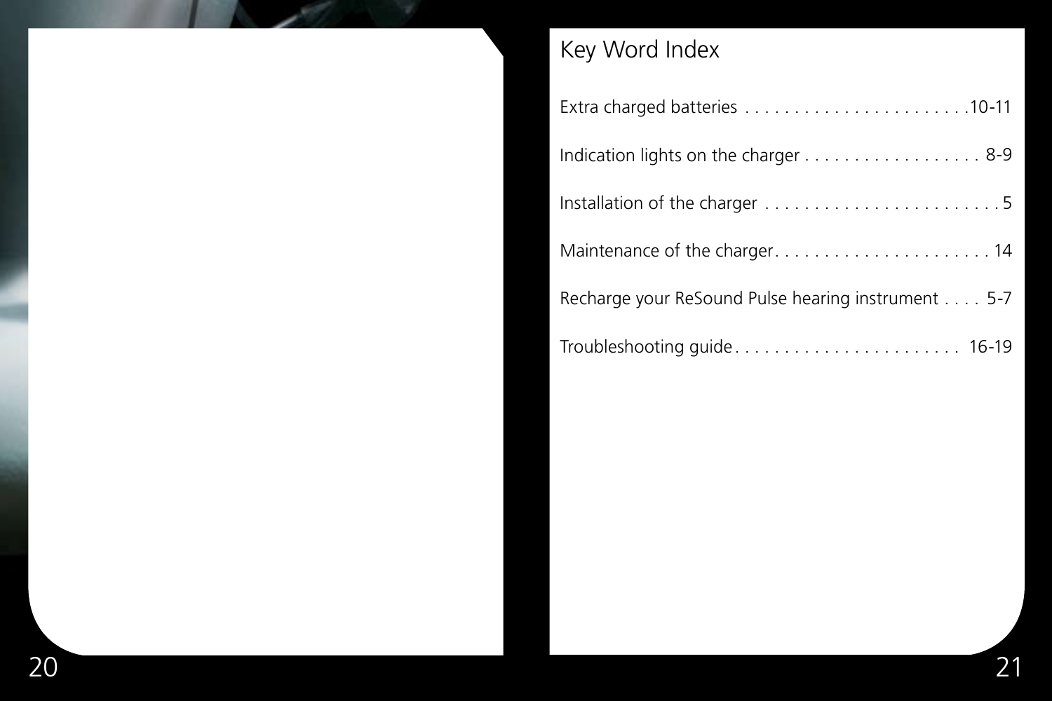# Key Word Index

Extra charged batteries . . . . . . . . . . . . . . . . . . . . . . . .10-11

Indication lights on the charger . . . . . . . . . . . . . . . . . . . 8-9

Installation of the charger . . . . . . . . . . . . . . . . . . . . . . . . . 5

Maintenance of the charger. . . . . . . . . . . . . . . . . . . . . . . 14

Recharge your ReSound Pulse hearing instrument . . . . 5-7

Troubleshooting guide. . . . . . . . . . . . . . . . . . . . . . . 16-19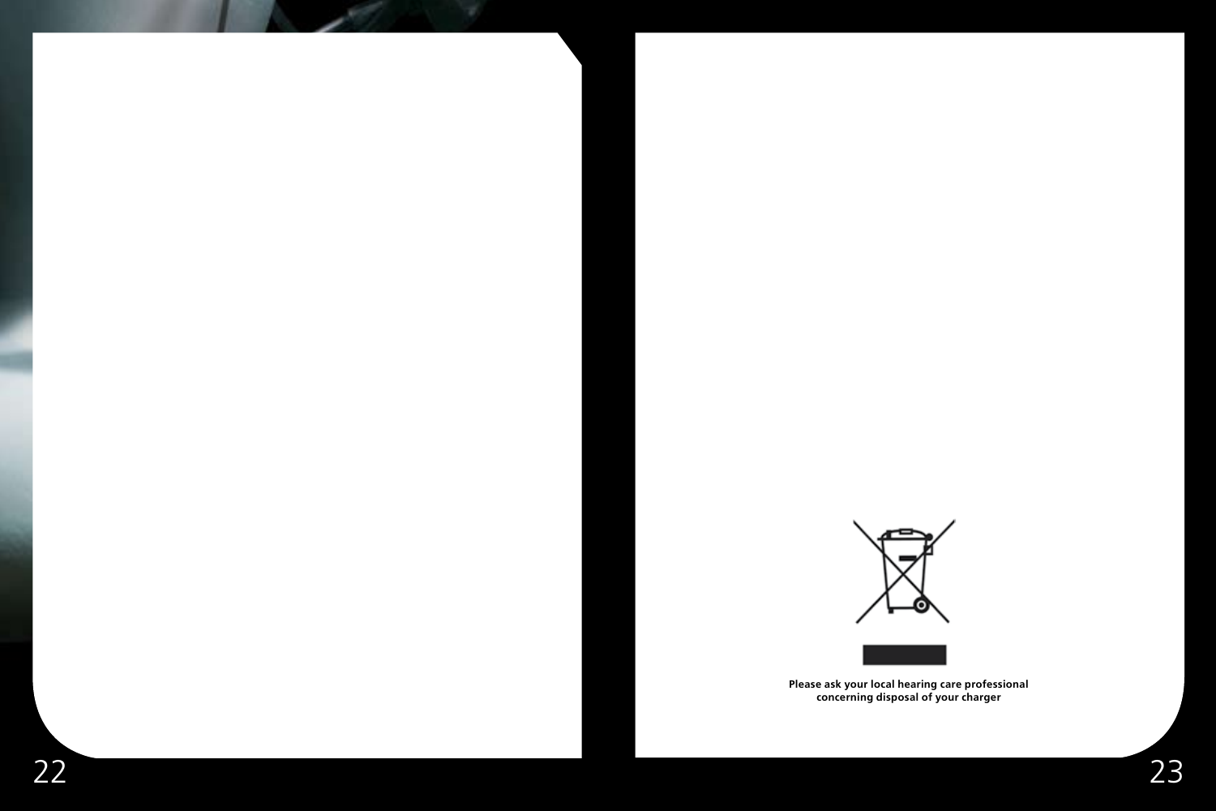Please ask your local hearing care professional concerning disposal of your charger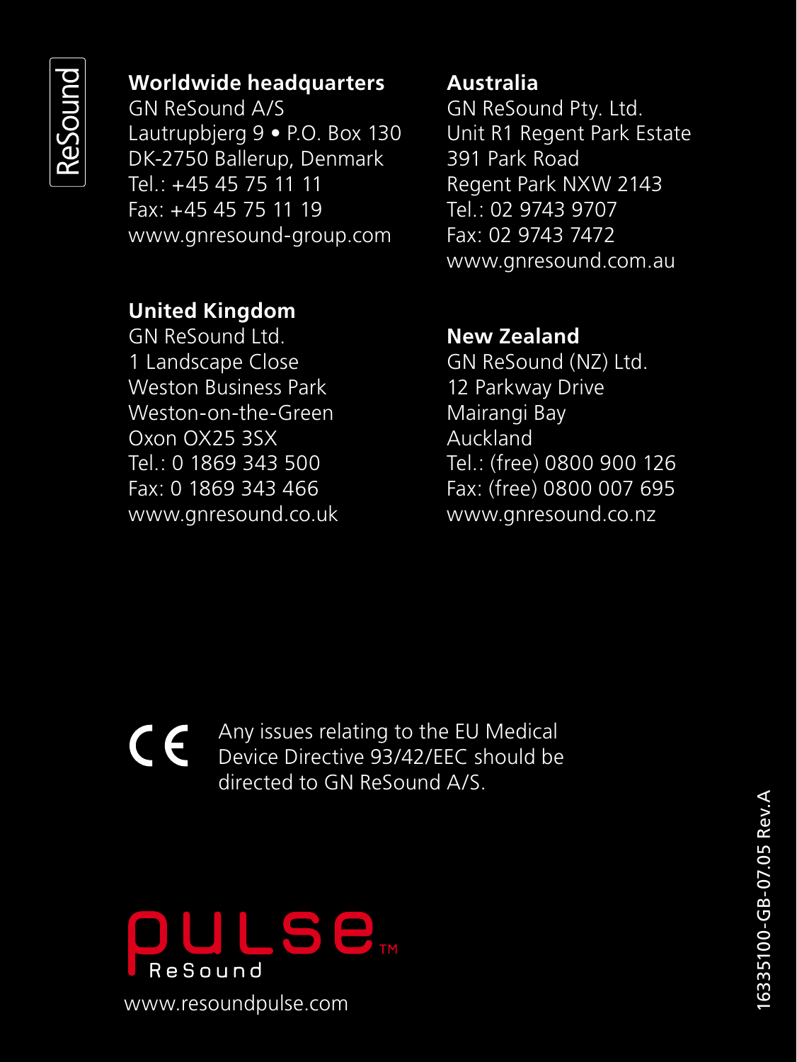ReSound

**Worldwide headquarters**
GN ReSound A/S
Lautrupbjerg 9 • P.O. Box 130
DK-2750 Ballerup, Denmark
Tel.: +45 45 75 11 11
Fax: +45 45 75 11 19
www.gnresound-group.com

**United Kingdom**
GN ReSound Ltd.
1 Landscape Close
Weston Business Park
Weston-on-the-Green
Oxon OX25 3SX
Tel.: 0 1869 343 500
Fax: 0 1869 343 466
www.gnresound.co.uk

**Australia**
GN ReSound Pty. Ltd.
Unit R1 Regent Park Estate
391 Park Road
Regent Park NXW 2143
Tel.: 02 9743 9707
Fax: 02 9743 7472
www.gnresound.com.au

**New Zealand**
GN ReSound (NZ) Ltd.
12 Parkway Drive
Mairangi Bay
Auckland
Tel.: (free) 0800 900 126
Fax: (free) 0800 007 695
www.gnresound.co.nz

CE Any issues relating to the EU Medical Device Directive 93/42/EEC should be directed to GN ReSound A/S.

pulse™ ReSound
www.resoundpulse.com

1635100-GB-07.05 Rev.A